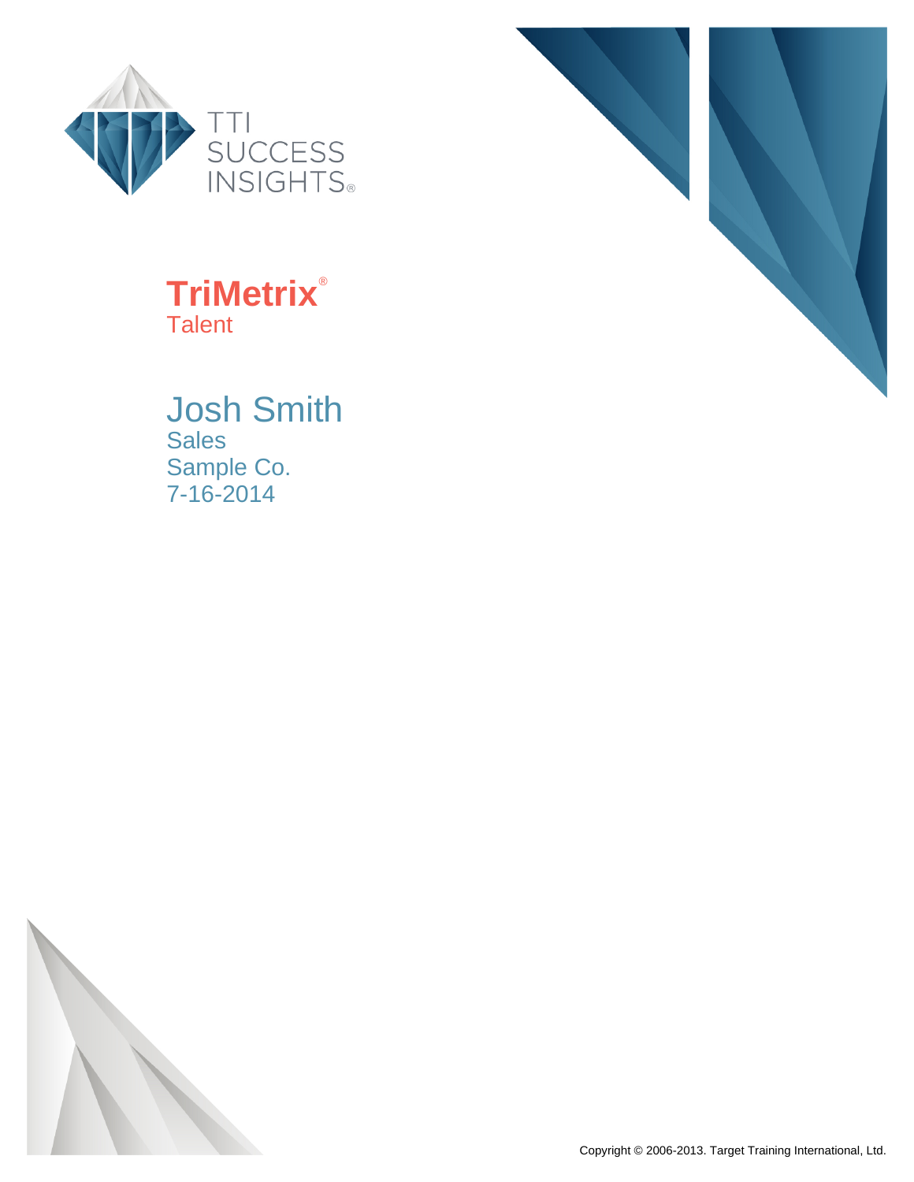TTI SUCCESS INSIGHTS®

# TriMetrix®

## Talent

## Josh Smith

Sales

Sample Co.

7-16-2014

Copyright © 2006-2013. Target Training International, Ltd.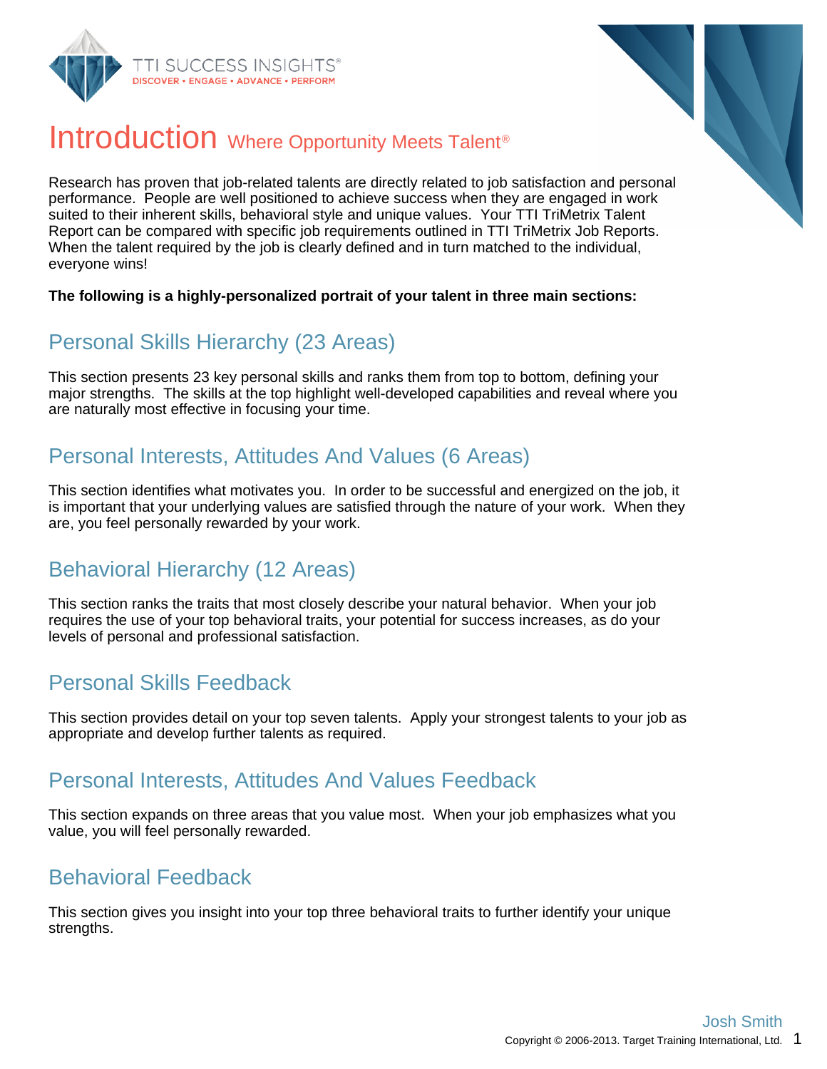# Introduction Where Opportunity Meets Talent®

Research has proven that job-related talents are directly related to job satisfaction and personal performance. People are well positioned to achieve success when they are engaged in work suited to their inherent skills, behavioral style and unique values. Your TTI TriMetrix Talent Report can be compared with specific job requirements outlined in TTI TriMetrix Job Reports. When the talent required by the job is clearly defined and in turn matched to the individual, everyone wins!

**The following is a highly-personalized portrait of your talent in three main sections:**

## Personal Skills Hierarchy (23 Areas)

This section presents 23 key personal skills and ranks them from top to bottom, defining your major strengths. The skills at the top highlight well-developed capabilities and reveal where you are naturally most effective in focusing your time.

## Personal Interests, Attitudes And Values (6 Areas)

This section identifies what motivates you. In order to be successful and energized on the job, it is important that your underlying values are satisfied through the nature of your work. When they are, you feel personally rewarded by your work.

## Behavioral Hierarchy (12 Areas)

This section ranks the traits that most closely describe your natural behavior. When your job requires the use of your top behavioral traits, your potential for success increases, as do your levels of personal and professional satisfaction.

## Personal Skills Feedback

This section provides detail on your top seven talents. Apply your strongest talents to your job as appropriate and develop further talents as required.

## Personal Interests, Attitudes And Values Feedback

This section expands on three areas that you value most. When your job emphasizes what you value, you will feel personally rewarded.

## Behavioral Feedback

This section gives you insight into your top three behavioral traits to further identify your unique strengths.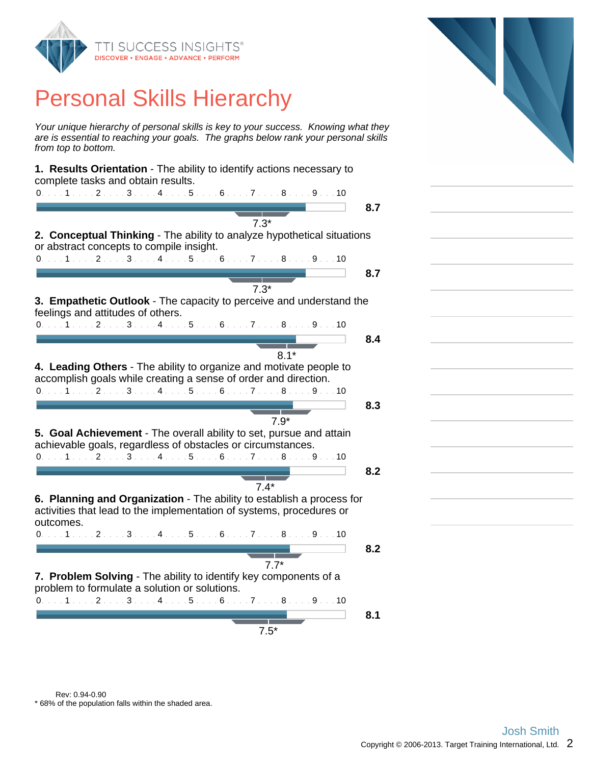# Personal Skills Hierarchy

*Your unique hierarchy of personal skills is key to your success. Knowing what they are is essential to reaching your goals. The graphs below rank your personal skills from top to bottom.*

**1. Results Orientation** - The ability to identify actions necessary to complete tasks and obtain results.

0 . . . 1 . . . 2 . . . 3 . . . 4 . . . 5 . . . 6 . . . 7 . . . 8 . . . 9 . . . 10

**8.7**

7.3*

**2. Conceptual Thinking** - The ability to analyze hypothetical situations or abstract concepts to compile insight.

0 . . . 1 . . . 2 . . . 3 . . . 4 . . . 5 . . . 6 . . . 7 . . . 8 . . . 9 . . . 10

**8.7**

7.3*

**3. Empathetic Outlook** - The capacity to perceive and understand the feelings and attitudes of others.

0 . . . 1 . . . 2 . . . 3 . . . 4 . . . 5 . . . 6 . . . 7 . . . 8 . . . 9 . . . 10

**8.4**

8.1*

**4. Leading Others** - The ability to organize and motivate people to accomplish goals while creating a sense of order and direction.

0 . . . 1 . . . 2 . . . 3 . . . 4 . . . 5 . . . 6 . . . 7 . . . 8 . . . 9 . . . 10

**8.3**

7.9*

**5. Goal Achievement** - The overall ability to set, pursue and attain achievable goals, regardless of obstacles or circumstances.

0 . . . 1 . . . 2 . . . 3 . . . 4 . . . 5 . . . 6 . . . 7 . . . 8 . . . 9 . . . 10

**8.2**

7.4*

**6. Planning and Organization** - The ability to establish a process for activities that lead to the implementation of systems, procedures or outcomes.

0 . . . 1 . . . 2 . . . 3 . . . 4 . . . 5 . . . 6 . . . 7 . . . 8 . . . 9 . . . 10

**8.2**

7.7*

**7. Problem Solving** - The ability to identify key components of a problem to formulate a solution or solutions.

0 . . . 1 . . . 2 . . . 3 . . . 4 . . . 5 . . . 6 . . . 7 . . . 8 . . . 9 . . . 10

**8.1**

7.5*

Rev: 0.94-0.90

* 68% of the population falls within the shaded area.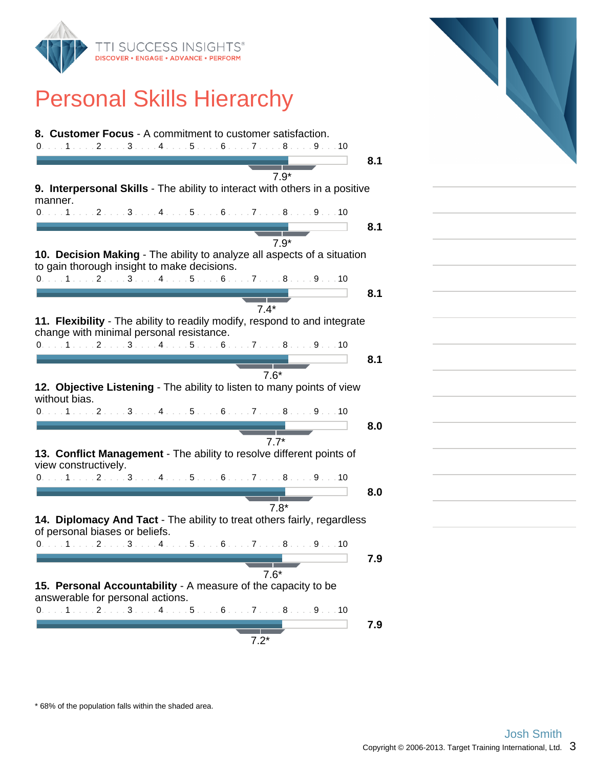# Personal Skills Hierarchy

**8. Customer Focus** - A commitment to customer satisfaction.

Score: **8.1** — Population: 7.9*

**9. Interpersonal Skills** - The ability to interact with others in a positive manner.

Score: **8.1** — Population: 7.9*

**10. Decision Making** - The ability to analyze all aspects of a situation to gain thorough insight to make decisions.

Score: **8.1** — Population: 7.4*

**11. Flexibility** - The ability to readily modify, respond to and integrate change with minimal personal resistance.

Score: **8.1** — Population: 7.6*

**12. Objective Listening** - The ability to listen to many points of view without bias.

Score: **8.0** — Population: 7.7*

**13. Conflict Management** - The ability to resolve different points of view constructively.

Score: **8.0** — Population: 7.8*

**14. Diplomacy And Tact** - The ability to treat others fairly, regardless of personal biases or beliefs.

Score: **7.9** — Population: 7.6*

**15. Personal Accountability** - A measure of the capacity to be answerable for personal actions.

Score: **7.9** — Population: 7.2*

* 68% of the population falls within the shaded area.

Josh Smith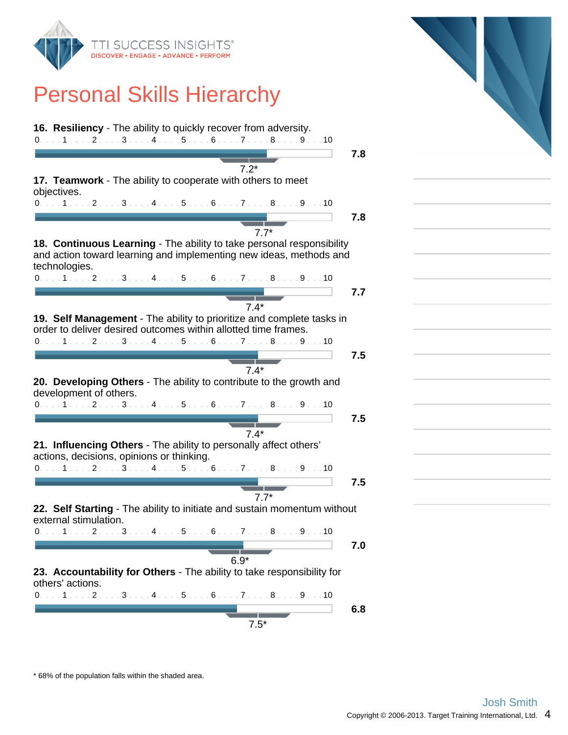# Personal Skills Hierarchy

**16. Resiliency** - The ability to quickly recover from adversity.

Score: **7.8** — Population: 7.2*

**17. Teamwork** - The ability to cooperate with others to meet objectives.

Score: **7.8** — Population: 7.7*

**18. Continuous Learning** - The ability to take personal responsibility and action toward learning and implementing new ideas, methods and technologies.

Score: **7.7** — Population: 7.4*

**19. Self Management** - The ability to prioritize and complete tasks in order to deliver desired outcomes within allotted time frames.

Score: **7.5** — Population: 7.4*

**20. Developing Others** - The ability to contribute to the growth and development of others.

Score: **7.5** — Population: 7.4*

**21. Influencing Others** - The ability to personally affect others' actions, decisions, opinions or thinking.

Score: **7.5** — Population: 7.7*

**22. Self Starting** - The ability to initiate and sustain momentum without external stimulation.

Score: **7.0** — Population: 6.9*

**23. Accountability for Others** - The ability to take responsibility for others' actions.

Score: **6.8** — Population: 7.5*

* 68% of the population falls within the shaded area.

Josh Smith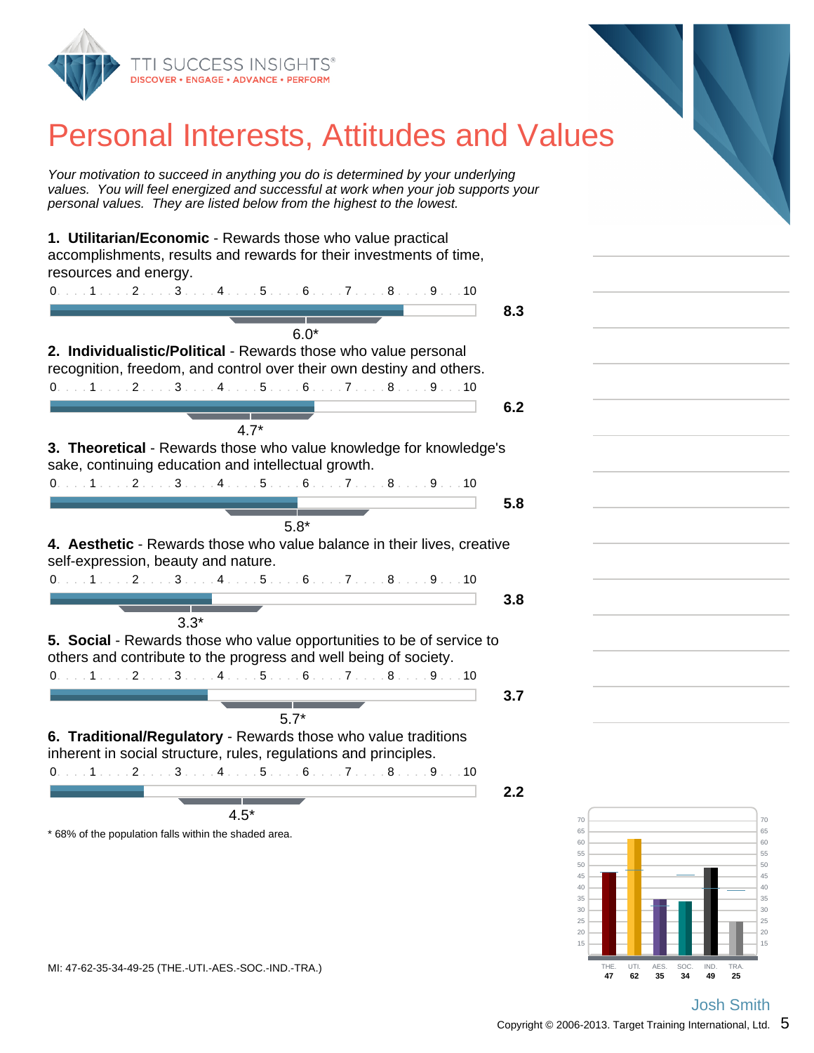# Personal Interests, Attitudes and Values

*Your motivation to succeed in anything you do is determined by your underlying values. You will feel energized and successful at work when your job supports your personal values. They are listed below from the highest to the lowest.*

**1. Utilitarian/Economic** - Rewards those who value practical accomplishments, results and rewards for their investments of time, resources and energy.

0 . . . 1 . . . 2 . . . 3 . . . 4 . . . 5 . . . 6 . . . 7 . . . 8 . . . 9 . . . 10

**8.3**

6.0*

**2. Individualistic/Political** - Rewards those who value personal recognition, freedom, and control over their own destiny and others.

0 . . . 1 . . . 2 . . . 3 . . . 4 . . . 5 . . . 6 . . . 7 . . . 8 . . . 9 . . . 10

**6.2**

4.7*

**3. Theoretical** - Rewards those who value knowledge for knowledge's sake, continuing education and intellectual growth.

0 . . . 1 . . . 2 . . . 3 . . . 4 . . . 5 . . . 6 . . . 7 . . . 8 . . . 9 . . . 10

**5.8**

5.8*

**4. Aesthetic** - Rewards those who value balance in their lives, creative self-expression, beauty and nature.

0 . . . 1 . . . 2 . . . 3 . . . 4 . . . 5 . . . 6 . . . 7 . . . 8 . . . 9 . . . 10

**3.8**

3.3*

**5. Social** - Rewards those who value opportunities to be of service to others and contribute to the progress and well being of society.

0 . . . 1 . . . 2 . . . 3 . . . 4 . . . 5 . . . 6 . . . 7 . . . 8 . . . 9 . . . 10

**3.7**

5.7*

**6. Traditional/Regulatory** - Rewards those who value traditions inherent in social structure, rules, regulations and principles.

0 . . . 1 . . . 2 . . . 3 . . . 4 . . . 5 . . . 6 . . . 7 . . . 8 . . . 9 . . . 10

**2.2**

4.5*

\* 68% of the population falls within the shaded area.

| THE. | UTI. | AES. | SOC. | IND. | TRA. |
|---|---|---|---|---|---|
| **47** | **62** | **35** | **34** | **49** | **25** |

MI: 47-62-35-34-49-25 (THE.-UTI.-AES.-SOC.-IND.-TRA.)

Josh Smith

Copyright © 2006-2013. Target Training International, Ltd.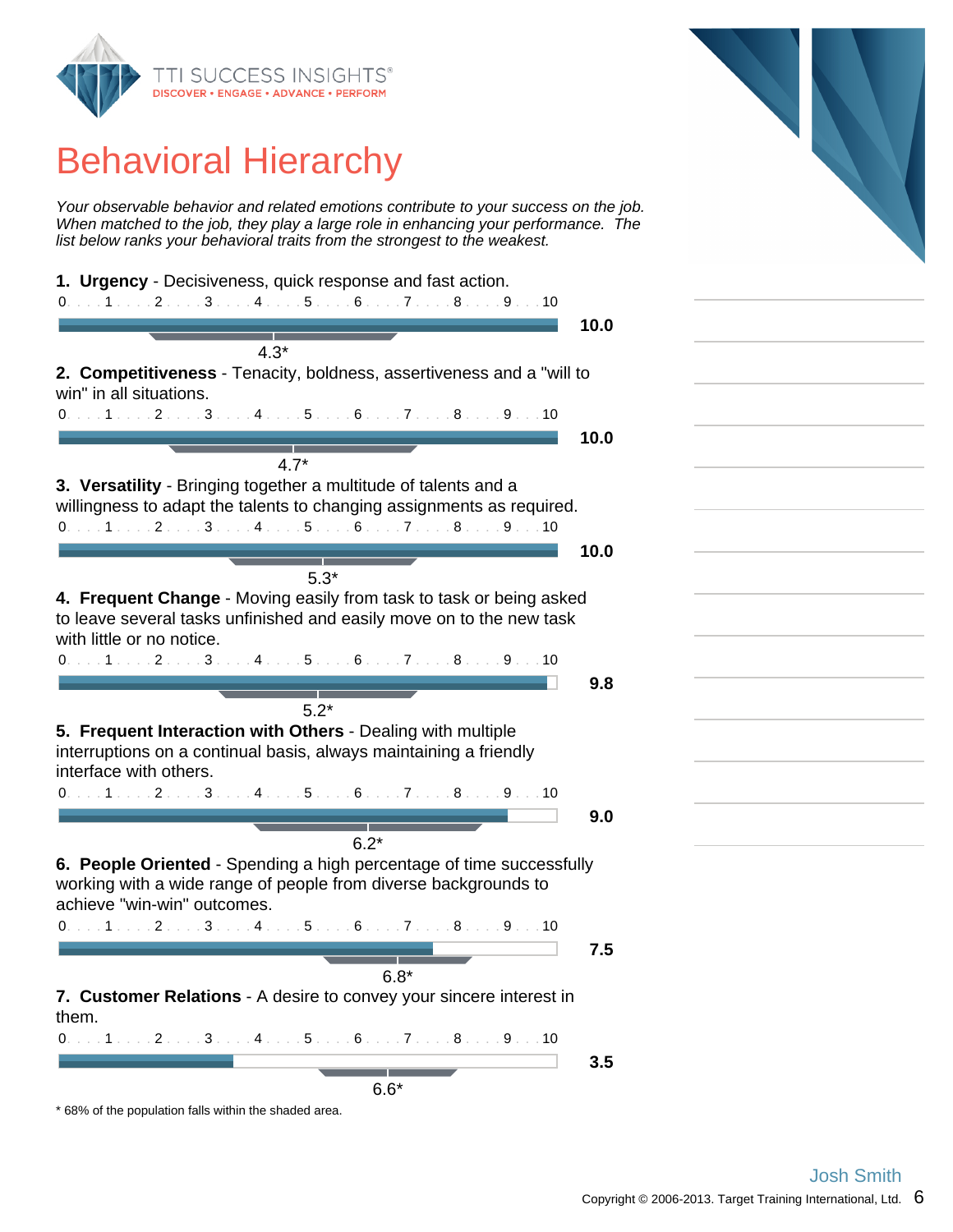# Behavioral Hierarchy

*Your observable behavior and related emotions contribute to your success on the job. When matched to the job, they play a large role in enhancing your performance. The list below ranks your behavioral traits from the strongest to the weakest.*

**1. Urgency** - Decisiveness, quick response and fast action.

Score: **10.0** (4.3*)

**2. Competitiveness** - Tenacity, boldness, assertiveness and a "will to win" in all situations.

Score: **10.0** (4.7*)

**3. Versatility** - Bringing together a multitude of talents and a willingness to adapt the talents to changing assignments as required.

Score: **10.0** (5.3*)

**4. Frequent Change** - Moving easily from task to task or being asked to leave several tasks unfinished and easily move on to the new task with little or no notice.

Score: **9.8** (5.2*)

**5. Frequent Interaction with Others** - Dealing with multiple interruptions on a continual basis, always maintaining a friendly interface with others.

Score: **9.0** (6.2*)

**6. People Oriented** - Spending a high percentage of time successfully working with a wide range of people from diverse backgrounds to achieve "win-win" outcomes.

Score: **7.5** (6.8*)

**7. Customer Relations** - A desire to convey your sincere interest in them.

Score: **3.5** (6.6*)

* 68% of the population falls within the shaded area.

Josh Smith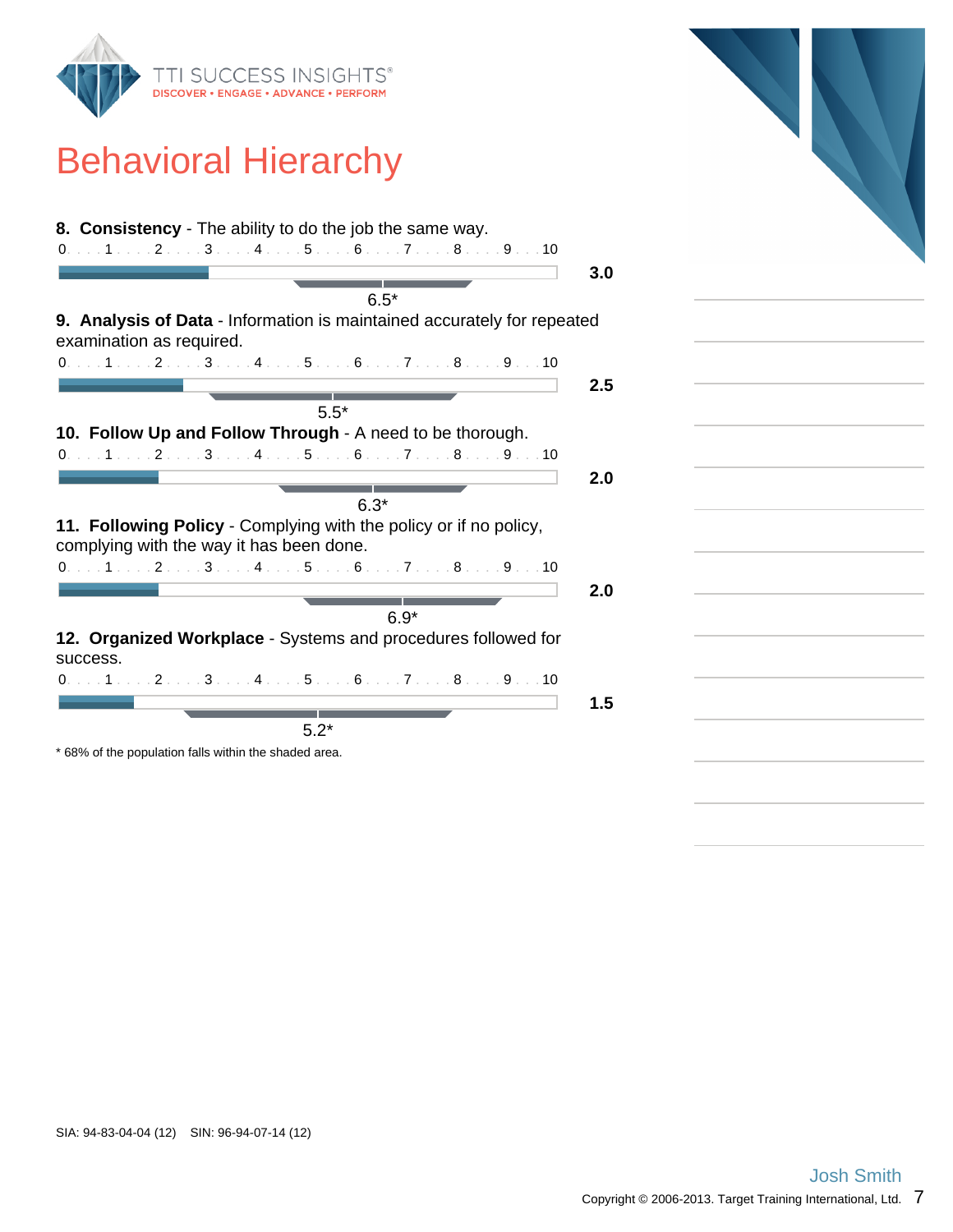# Behavioral Hierarchy

**8. Consistency** - The ability to do the job the same way.

0 . . . 1 . . . 2 . . . 3 . . . 4 . . . 5 . . . 6 . . . 7 . . . 8 . . . 9 . . . 10

**3.0**

6.5*

**9. Analysis of Data** - Information is maintained accurately for repeated examination as required.

0 . . . 1 . . . 2 . . . 3 . . . 4 . . . 5 . . . 6 . . . 7 . . . 8 . . . 9 . . . 10

**2.5**

5.5*

**10. Follow Up and Follow Through** - A need to be thorough.

0 . . . 1 . . . 2 . . . 3 . . . 4 . . . 5 . . . 6 . . . 7 . . . 8 . . . 9 . . . 10

**2.0**

6.3*

**11. Following Policy** - Complying with the policy or if no policy, complying with the way it has been done.

0 . . . 1 . . . 2 . . . 3 . . . 4 . . . 5 . . . 6 . . . 7 . . . 8 . . . 9 . . . 10

**2.0**

6.9*

**12. Organized Workplace** - Systems and procedures followed for success.

0 . . . 1 . . . 2 . . . 3 . . . 4 . . . 5 . . . 6 . . . 7 . . . 8 . . . 9 . . . 10

**1.5**

5.2*

* 68% of the population falls within the shaded area.

SIA: 94-83-04-04 (12)    SIN: 96-94-07-14 (12)

Josh Smith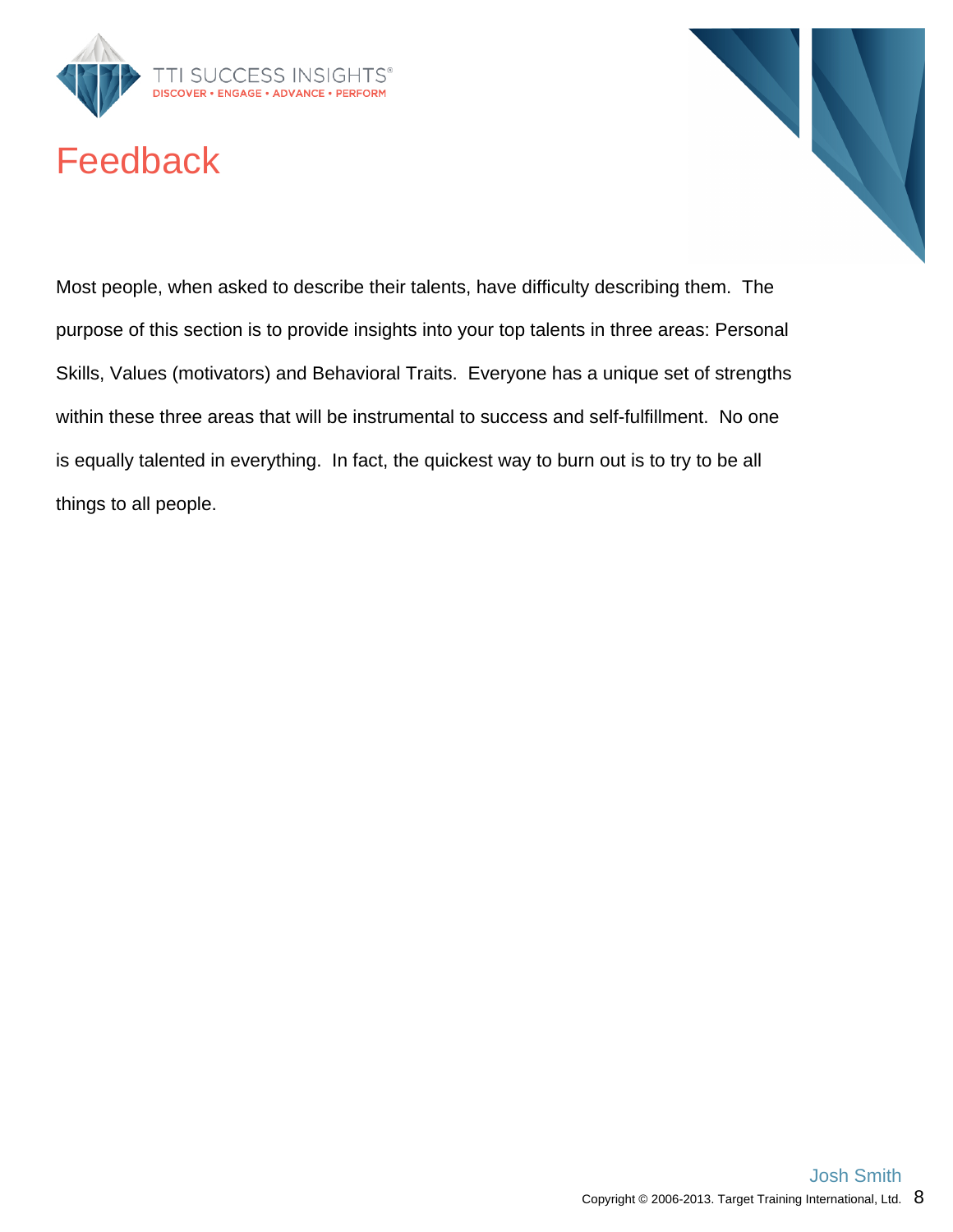# Feedback

Most people, when asked to describe their talents, have difficulty describing them. The purpose of this section is to provide insights into your top talents in three areas: Personal Skills, Values (motivators) and Behavioral Traits. Everyone has a unique set of strengths within these three areas that will be instrumental to success and self-fulfillment. No one is equally talented in everything. In fact, the quickest way to burn out is to try to be all things to all people.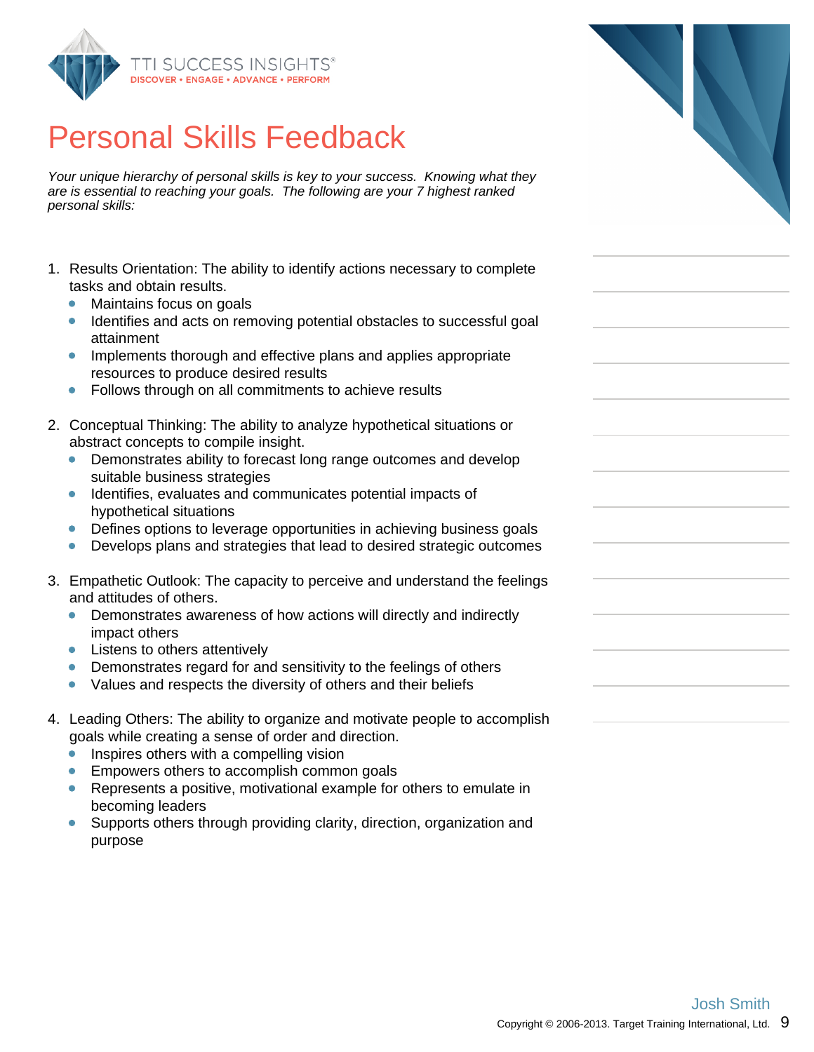# Personal Skills Feedback

*Your unique hierarchy of personal skills is key to your success. Knowing what they are is essential to reaching your goals. The following are your 7 highest ranked personal skills:*

1. Results Orientation: The ability to identify actions necessary to complete tasks and obtain results.
   - Maintains focus on goals
   - Identifies and acts on removing potential obstacles to successful goal attainment
   - Implements thorough and effective plans and applies appropriate resources to produce desired results
   - Follows through on all commitments to achieve results

2. Conceptual Thinking: The ability to analyze hypothetical situations or abstract concepts to compile insight.
   - Demonstrates ability to forecast long range outcomes and develop suitable business strategies
   - Identifies, evaluates and communicates potential impacts of hypothetical situations
   - Defines options to leverage opportunities in achieving business goals
   - Develops plans and strategies that lead to desired strategic outcomes

3. Empathetic Outlook: The capacity to perceive and understand the feelings and attitudes of others.
   - Demonstrates awareness of how actions will directly and indirectly impact others
   - Listens to others attentively
   - Demonstrates regard for and sensitivity to the feelings of others
   - Values and respects the diversity of others and their beliefs

4. Leading Others: The ability to organize and motivate people to accomplish goals while creating a sense of order and direction.
   - Inspires others with a compelling vision
   - Empowers others to accomplish common goals
   - Represents a positive, motivational example for others to emulate in becoming leaders
   - Supports others through providing clarity, direction, organization and purpose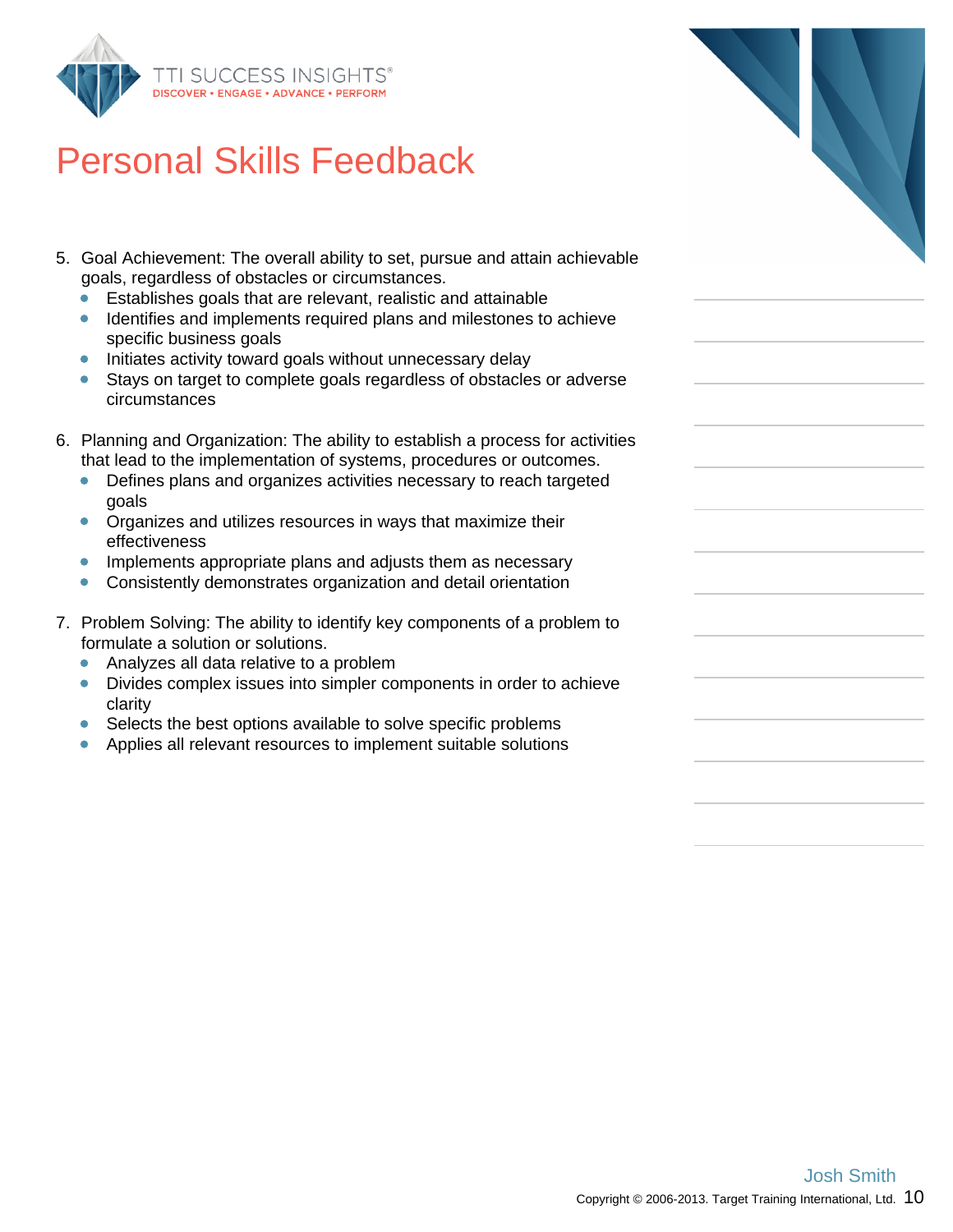# Personal Skills Feedback

5. Goal Achievement: The overall ability to set, pursue and attain achievable goals, regardless of obstacles or circumstances.
   - Establishes goals that are relevant, realistic and attainable
   - Identifies and implements required plans and milestones to achieve specific business goals
   - Initiates activity toward goals without unnecessary delay
   - Stays on target to complete goals regardless of obstacles or adverse circumstances

6. Planning and Organization: The ability to establish a process for activities that lead to the implementation of systems, procedures or outcomes.
   - Defines plans and organizes activities necessary to reach targeted goals
   - Organizes and utilizes resources in ways that maximize their effectiveness
   - Implements appropriate plans and adjusts them as necessary
   - Consistently demonstrates organization and detail orientation

7. Problem Solving: The ability to identify key components of a problem to formulate a solution or solutions.
   - Analyzes all data relative to a problem
   - Divides complex issues into simpler components in order to achieve clarity
   - Selects the best options available to solve specific problems
   - Applies all relevant resources to implement suitable solutions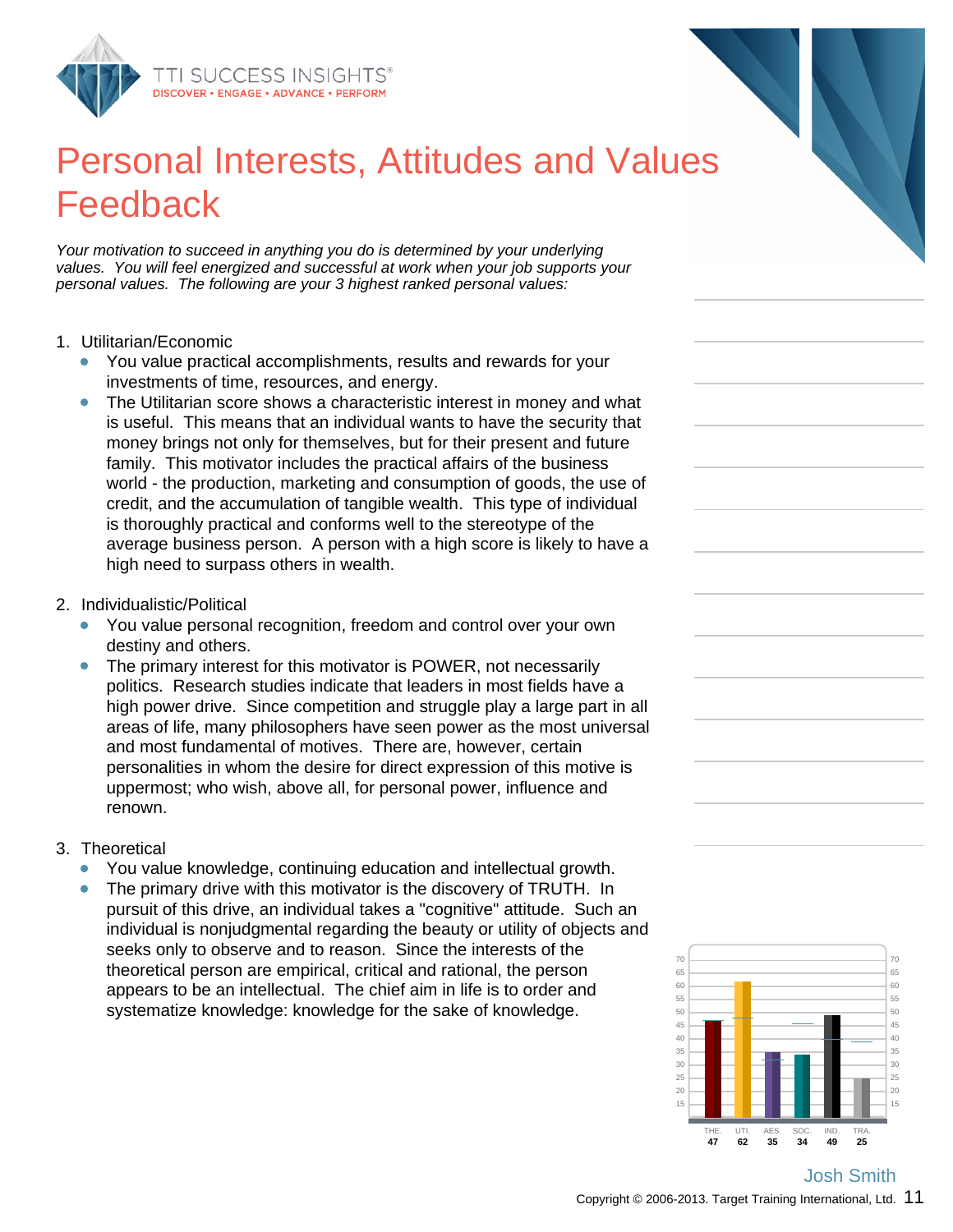# Personal Interests, Attitudes and Values Feedback

*Your motivation to succeed in anything you do is determined by your underlying values. You will feel energized and successful at work when your job supports your personal values. The following are your 3 highest ranked personal values:*

1. Utilitarian/Economic
   - You value practical accomplishments, results and rewards for your investments of time, resources, and energy.
   - The Utilitarian score shows a characteristic interest in money and what is useful. This means that an individual wants to have the security that money brings not only for themselves, but for their present and future family. This motivator includes the practical affairs of the business world - the production, marketing and consumption of goods, the use of credit, and the accumulation of tangible wealth. This type of individual is thoroughly practical and conforms well to the stereotype of the average business person. A person with a high score is likely to have a high need to surpass others in wealth.

2. Individualistic/Political
   - You value personal recognition, freedom and control over your own destiny and others.
   - The primary interest for this motivator is POWER, not necessarily politics. Research studies indicate that leaders in most fields have a high power drive. Since competition and struggle play a large part in all areas of life, many philosophers have seen power as the most universal and most fundamental of motives. There are, however, certain personalities in whom the desire for direct expression of this motive is uppermost; who wish, above all, for personal power, influence and renown.

3. Theoretical
   - You value knowledge, continuing education and intellectual growth.
   - The primary drive with this motivator is the discovery of TRUTH. In pursuit of this drive, an individual takes a "cognitive" attitude. Such an individual is nonjudgmental regarding the beauty or utility of objects and seeks only to observe and to reason. Since the interests of the theoretical person are empirical, critical and rational, the person appears to be an intellectual. The chief aim in life is to order and systematize knowledge: knowledge for the sake of knowledge.

| THE. | UTI. | AES. | SOC. | IND. | TRA. |
|---|---|---|---|---|---|
| 47 | 62 | 35 | 34 | 49 | 25 |

Josh Smith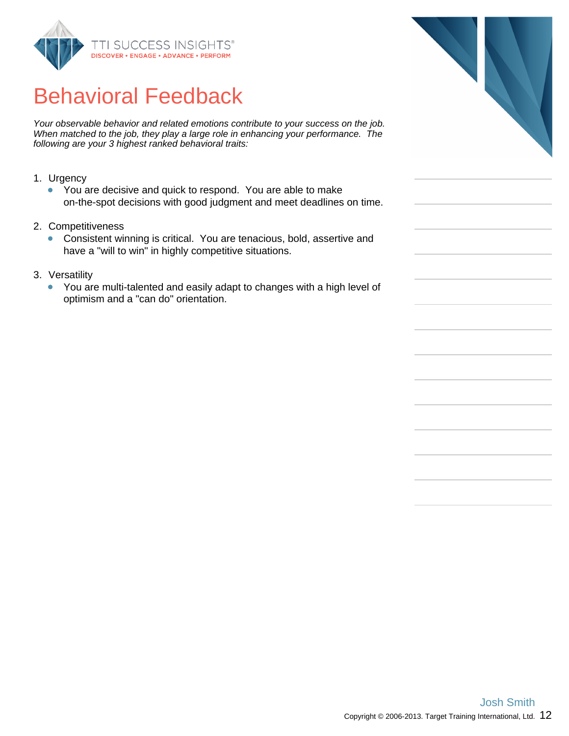# Behavioral Feedback

*Your observable behavior and related emotions contribute to your success on the job. When matched to the job, they play a large role in enhancing your performance. The following are your 3 highest ranked behavioral traits:*

1. Urgency
   - You are decisive and quick to respond. You are able to make on-the-spot decisions with good judgment and meet deadlines on time.

2. Competitiveness
   - Consistent winning is critical. You are tenacious, bold, assertive and have a "will to win" in highly competitive situations.

3. Versatility
   - You are multi-talented and easily adapt to changes with a high level of optimism and a "can do" orientation.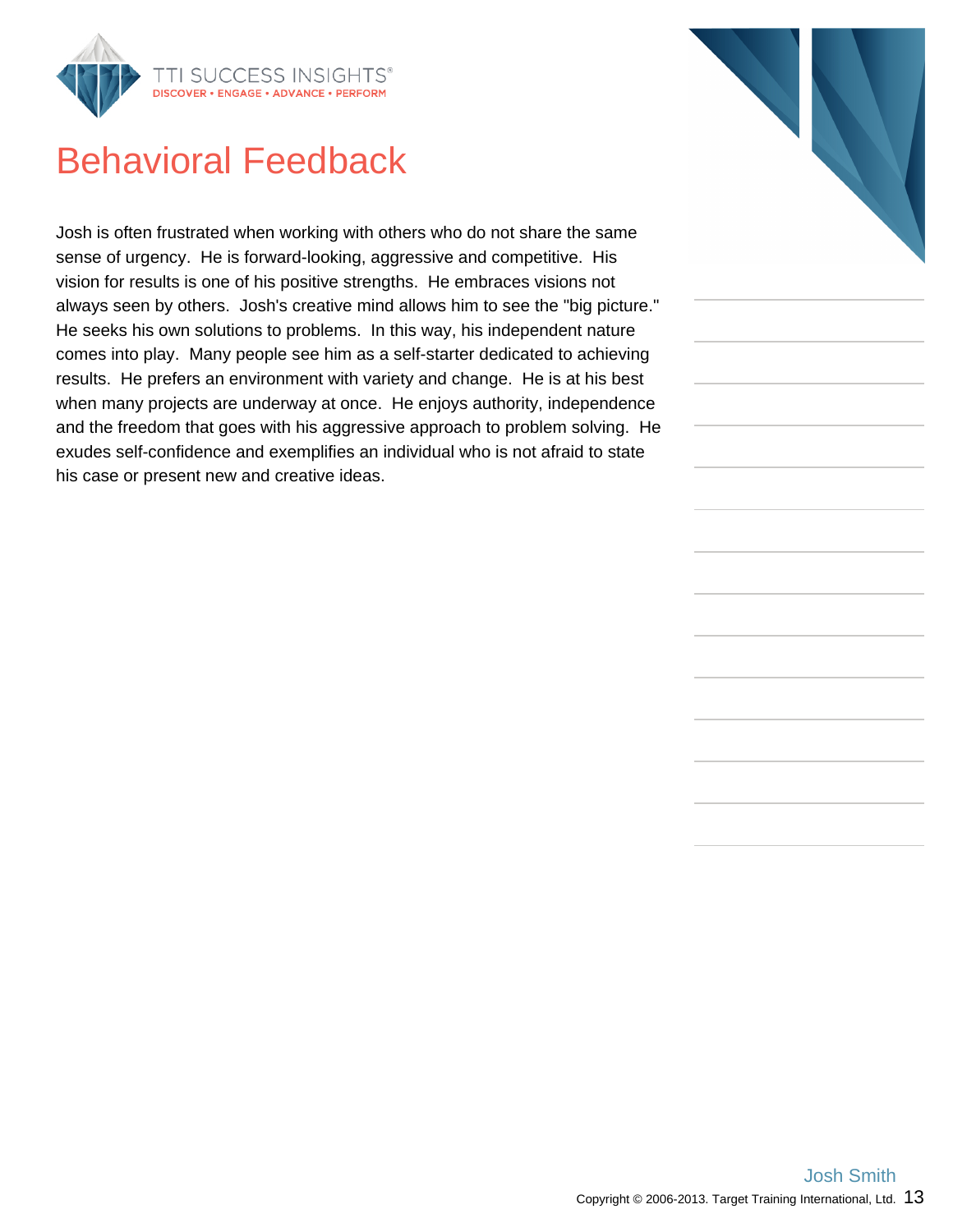# Behavioral Feedback

Josh is often frustrated when working with others who do not share the same sense of urgency. He is forward-looking, aggressive and competitive. His vision for results is one of his positive strengths. He embraces visions not always seen by others. Josh's creative mind allows him to see the "big picture." He seeks his own solutions to problems. In this way, his independent nature comes into play. Many people see him as a self-starter dedicated to achieving results. He prefers an environment with variety and change. He is at his best when many projects are underway at once. He enjoys authority, independence and the freedom that goes with his aggressive approach to problem solving. He exudes self-confidence and exemplifies an individual who is not afraid to state his case or present new and creative ideas.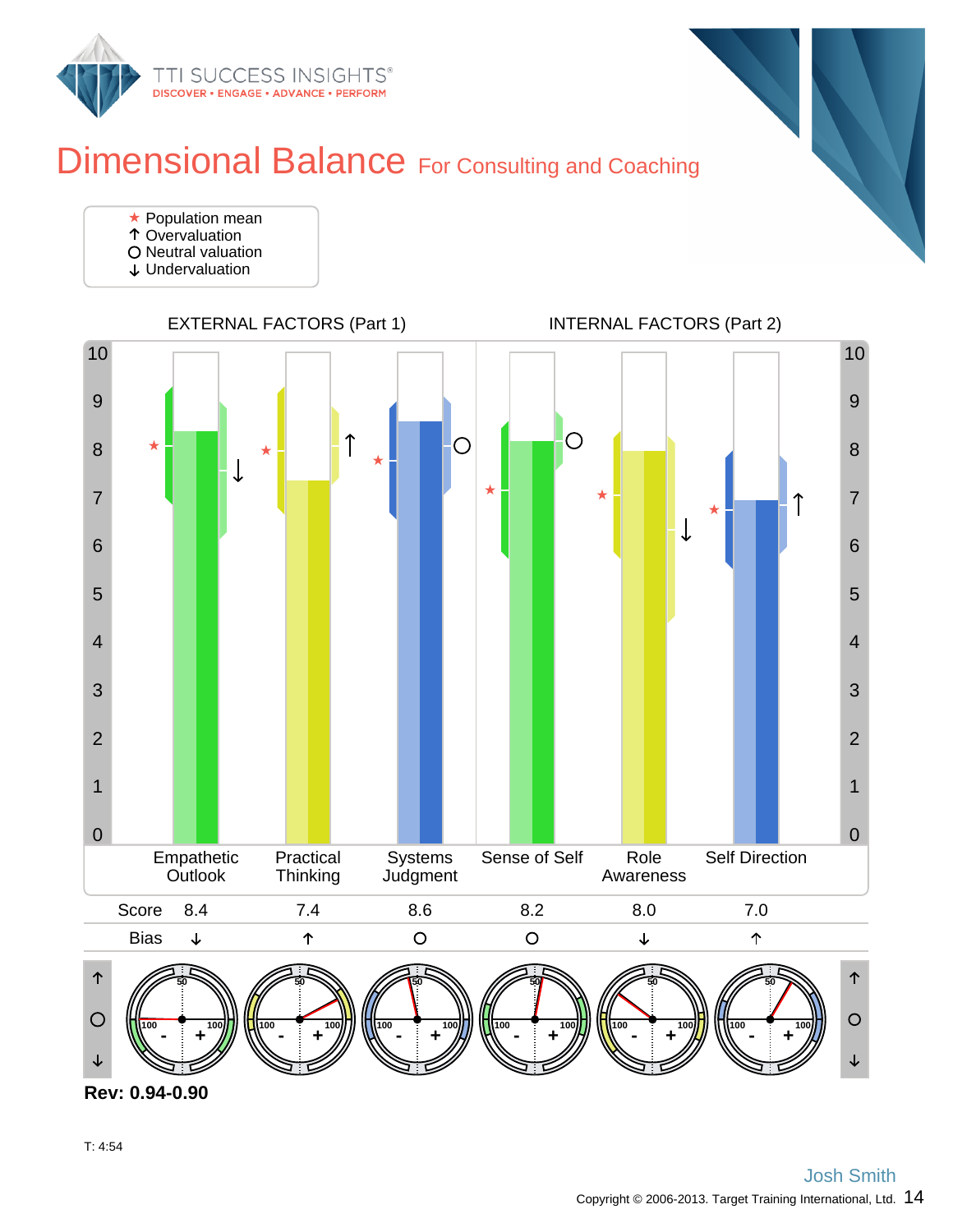# Dimensional Balance For Consulting and Coaching

★ Population mean
↑ Overvaluation
○ Neutral valuation
↓ Undervaluation

EXTERNAL FACTORS (Part 1) | INTERNAL FACTORS (Part 2)

| | Empathetic Outlook | Practical Thinking | Systems Judgment | Sense of Self | Role Awareness | Self Direction |
|---|---|---|---|---|---|---|
| Score | 8.4 | 7.4 | 8.6 | 8.2 | 8.0 | 7.0 |
| Bias | ↓ | ↑ | ○ | ○ | ↓ | ↑ |

**Rev: 0.94-0.90**

T: 4:54

Josh Smith

Copyright © 2006-2013. Target Training International, Ltd.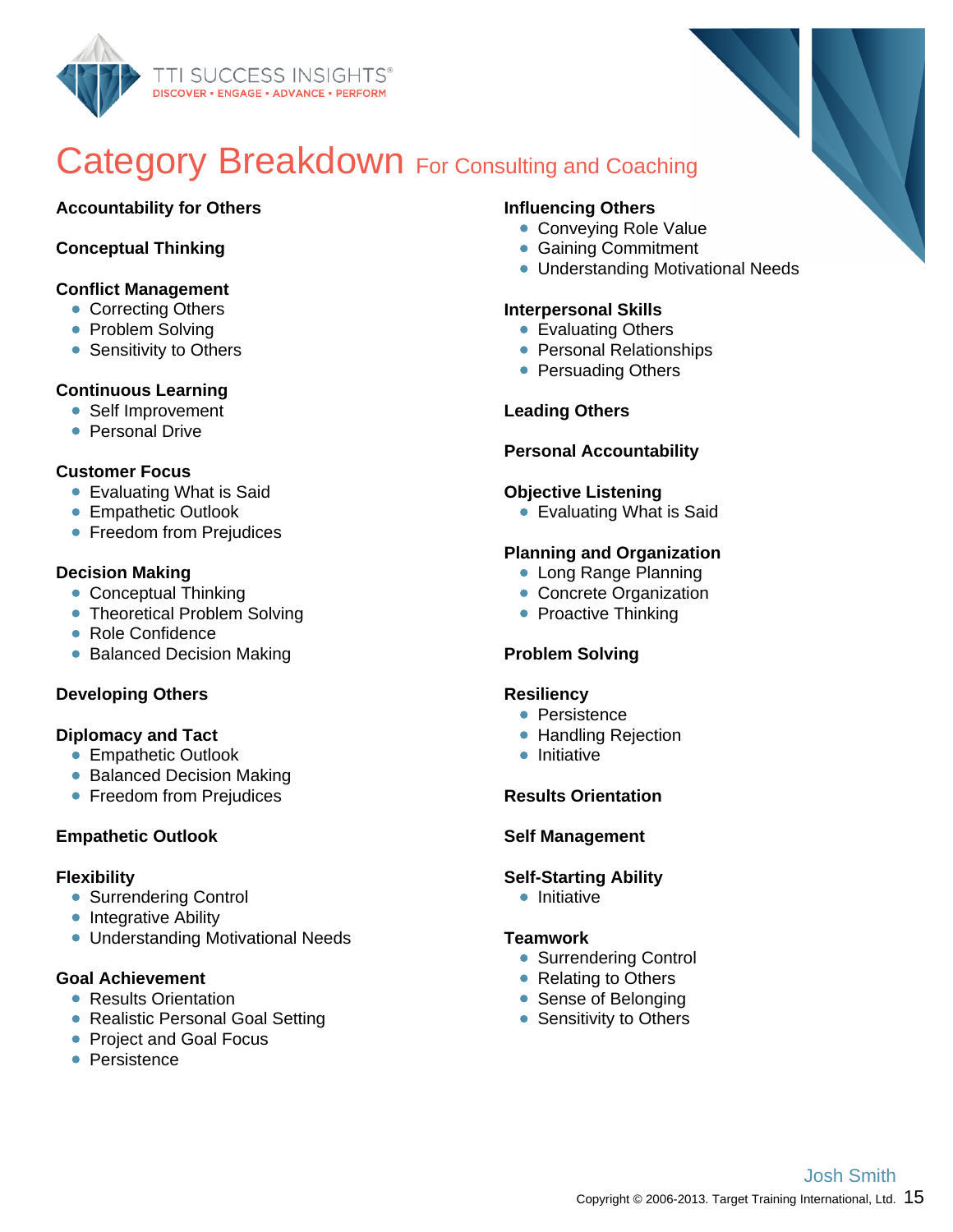# Category Breakdown For Consulting and Coaching

**Accountability for Others**

**Conceptual Thinking**

**Conflict Management**
- Correcting Others
- Problem Solving
- Sensitivity to Others

**Continuous Learning**
- Self Improvement
- Personal Drive

**Customer Focus**
- Evaluating What is Said
- Empathetic Outlook
- Freedom from Prejudices

**Decision Making**
- Conceptual Thinking
- Theoretical Problem Solving
- Role Confidence
- Balanced Decision Making

**Developing Others**

**Diplomacy and Tact**
- Empathetic Outlook
- Balanced Decision Making
- Freedom from Prejudices

**Empathetic Outlook**

**Flexibility**
- Surrendering Control
- Integrative Ability
- Understanding Motivational Needs

**Goal Achievement**
- Results Orientation
- Realistic Personal Goal Setting
- Project and Goal Focus
- Persistence

**Influencing Others**
- Conveying Role Value
- Gaining Commitment
- Understanding Motivational Needs

**Interpersonal Skills**
- Evaluating Others
- Personal Relationships
- Persuading Others

**Leading Others**

**Personal Accountability**

**Objective Listening**
- Evaluating What is Said

**Planning and Organization**
- Long Range Planning
- Concrete Organization
- Proactive Thinking

**Problem Solving**

**Resiliency**
- Persistence
- Handling Rejection
- Initiative

**Results Orientation**

**Self Management**

**Self-Starting Ability**
- Initiative

**Teamwork**
- Surrendering Control
- Relating to Others
- Sense of Belonging
- Sensitivity to Others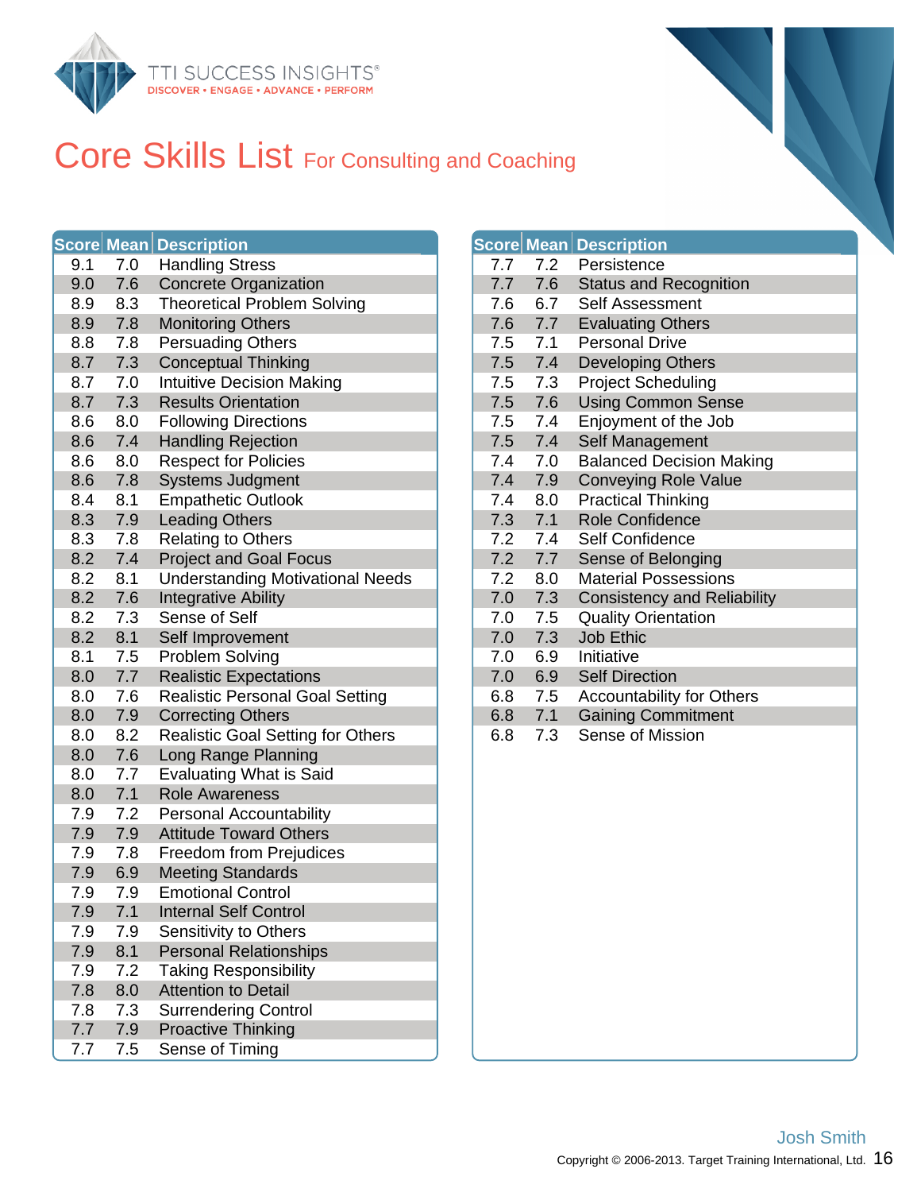# Core Skills List For Consulting and Coaching

| Score | Mean | Description |
|---|---|---|
| 9.1 | 7.0 | Handling Stress |
| 9.0 | 7.6 | Concrete Organization |
| 8.9 | 8.3 | Theoretical Problem Solving |
| 8.9 | 7.8 | Monitoring Others |
| 8.8 | 7.8 | Persuading Others |
| 8.7 | 7.3 | Conceptual Thinking |
| 8.7 | 7.0 | Intuitive Decision Making |
| 8.7 | 7.3 | Results Orientation |
| 8.6 | 8.0 | Following Directions |
| 8.6 | 7.4 | Handling Rejection |
| 8.6 | 8.0 | Respect for Policies |
| 8.6 | 7.8 | Systems Judgment |
| 8.4 | 8.1 | Empathetic Outlook |
| 8.3 | 7.9 | Leading Others |
| 8.3 | 7.8 | Relating to Others |
| 8.2 | 7.4 | Project and Goal Focus |
| 8.2 | 8.1 | Understanding Motivational Needs |
| 8.2 | 7.6 | Integrative Ability |
| 8.2 | 7.3 | Sense of Self |
| 8.2 | 8.1 | Self Improvement |
| 8.1 | 7.5 | Problem Solving |
| 8.0 | 7.7 | Realistic Expectations |
| 8.0 | 7.6 | Realistic Personal Goal Setting |
| 8.0 | 7.9 | Correcting Others |
| 8.0 | 8.2 | Realistic Goal Setting for Others |
| 8.0 | 7.6 | Long Range Planning |
| 8.0 | 7.7 | Evaluating What is Said |
| 8.0 | 7.1 | Role Awareness |
| 7.9 | 7.2 | Personal Accountability |
| 7.9 | 7.9 | Attitude Toward Others |
| 7.9 | 7.8 | Freedom from Prejudices |
| 7.9 | 6.9 | Meeting Standards |
| 7.9 | 7.9 | Emotional Control |
| 7.9 | 7.1 | Internal Self Control |
| 7.9 | 7.9 | Sensitivity to Others |
| 7.9 | 8.1 | Personal Relationships |
| 7.9 | 7.2 | Taking Responsibility |
| 7.8 | 8.0 | Attention to Detail |
| 7.8 | 7.3 | Surrendering Control |
| 7.7 | 7.9 | Proactive Thinking |
| 7.7 | 7.5 | Sense of Timing |
| 7.7 | 7.2 | Persistence |
| 7.7 | 7.6 | Status and Recognition |
| 7.6 | 6.7 | Self Assessment |
| 7.6 | 7.7 | Evaluating Others |
| 7.5 | 7.1 | Personal Drive |
| 7.5 | 7.4 | Developing Others |
| 7.5 | 7.3 | Project Scheduling |
| 7.5 | 7.6 | Using Common Sense |
| 7.5 | 7.4 | Enjoyment of the Job |
| 7.5 | 7.4 | Self Management |
| 7.4 | 7.0 | Balanced Decision Making |
| 7.4 | 7.9 | Conveying Role Value |
| 7.4 | 8.0 | Practical Thinking |
| 7.3 | 7.1 | Role Confidence |
| 7.2 | 7.4 | Self Confidence |
| 7.2 | 7.7 | Sense of Belonging |
| 7.2 | 8.0 | Material Possessions |
| 7.0 | 7.3 | Consistency and Reliability |
| 7.0 | 7.5 | Quality Orientation |
| 7.0 | 7.3 | Job Ethic |
| 7.0 | 6.9 | Initiative |
| 7.0 | 6.9 | Self Direction |
| 6.8 | 7.5 | Accountability for Others |
| 6.8 | 7.1 | Gaining Commitment |
| 6.8 | 7.3 | Sense of Mission |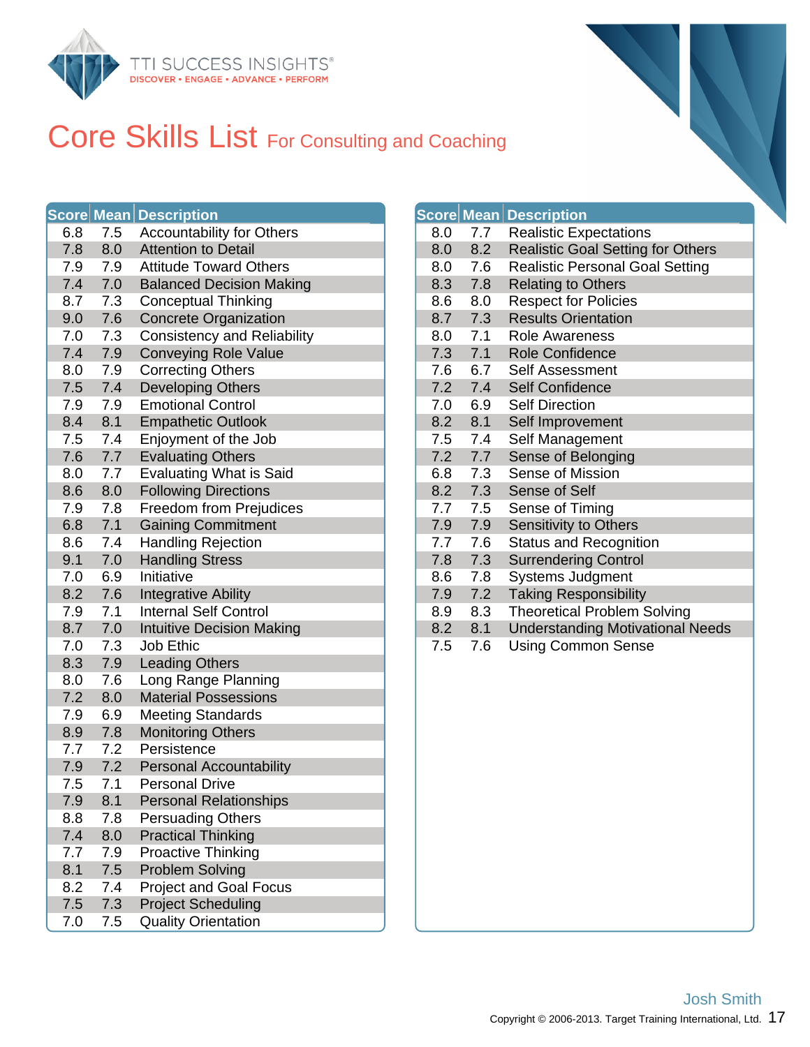# Core Skills List For Consulting and Coaching

| Score | Mean | Description |
|---|---|---|
| 6.8 | 7.5 | Accountability for Others |
| 7.8 | 8.0 | Attention to Detail |
| 7.9 | 7.9 | Attitude Toward Others |
| 7.4 | 7.0 | Balanced Decision Making |
| 8.7 | 7.3 | Conceptual Thinking |
| 9.0 | 7.6 | Concrete Organization |
| 7.0 | 7.3 | Consistency and Reliability |
| 7.4 | 7.9 | Conveying Role Value |
| 8.0 | 7.9 | Correcting Others |
| 7.5 | 7.4 | Developing Others |
| 7.9 | 7.9 | Emotional Control |
| 8.4 | 8.1 | Empathetic Outlook |
| 7.5 | 7.4 | Enjoyment of the Job |
| 7.6 | 7.7 | Evaluating Others |
| 8.0 | 7.7 | Evaluating What is Said |
| 8.6 | 8.0 | Following Directions |
| 7.9 | 7.8 | Freedom from Prejudices |
| 6.8 | 7.1 | Gaining Commitment |
| 8.6 | 7.4 | Handling Rejection |
| 9.1 | 7.0 | Handling Stress |
| 7.0 | 6.9 | Initiative |
| 8.2 | 7.6 | Integrative Ability |
| 7.9 | 7.1 | Internal Self Control |
| 8.7 | 7.0 | Intuitive Decision Making |
| 7.0 | 7.3 | Job Ethic |
| 8.3 | 7.9 | Leading Others |
| 8.0 | 7.6 | Long Range Planning |
| 7.2 | 8.0 | Material Possessions |
| 7.9 | 6.9 | Meeting Standards |
| 8.9 | 7.8 | Monitoring Others |
| 7.7 | 7.2 | Persistence |
| 7.9 | 7.2 | Personal Accountability |
| 7.5 | 7.1 | Personal Drive |
| 7.9 | 8.1 | Personal Relationships |
| 8.8 | 7.8 | Persuading Others |
| 7.4 | 8.0 | Practical Thinking |
| 7.7 | 7.9 | Proactive Thinking |
| 8.1 | 7.5 | Problem Solving |
| 8.2 | 7.4 | Project and Goal Focus |
| 7.5 | 7.3 | Project Scheduling |
| 7.0 | 7.5 | Quality Orientation |
| 8.0 | 7.7 | Realistic Expectations |
| 8.0 | 8.2 | Realistic Goal Setting for Others |
| 8.0 | 7.6 | Realistic Personal Goal Setting |
| 8.3 | 7.8 | Relating to Others |
| 8.6 | 8.0 | Respect for Policies |
| 8.7 | 7.3 | Results Orientation |
| 8.0 | 7.1 | Role Awareness |
| 7.3 | 7.1 | Role Confidence |
| 7.6 | 6.7 | Self Assessment |
| 7.2 | 7.4 | Self Confidence |
| 7.0 | 6.9 | Self Direction |
| 8.2 | 8.1 | Self Improvement |
| 7.5 | 7.4 | Self Management |
| 7.2 | 7.7 | Sense of Belonging |
| 6.8 | 7.3 | Sense of Mission |
| 8.2 | 7.3 | Sense of Self |
| 7.7 | 7.5 | Sense of Timing |
| 7.9 | 7.9 | Sensitivity to Others |
| 7.7 | 7.6 | Status and Recognition |
| 7.8 | 7.3 | Surrendering Control |
| 8.6 | 7.8 | Systems Judgment |
| 7.9 | 7.2 | Taking Responsibility |
| 8.9 | 8.3 | Theoretical Problem Solving |
| 8.2 | 8.1 | Understanding Motivational Needs |
| 7.5 | 7.6 | Using Common Sense |

Josh Smith

Copyright © 2006-2013. Target Training International, Ltd.